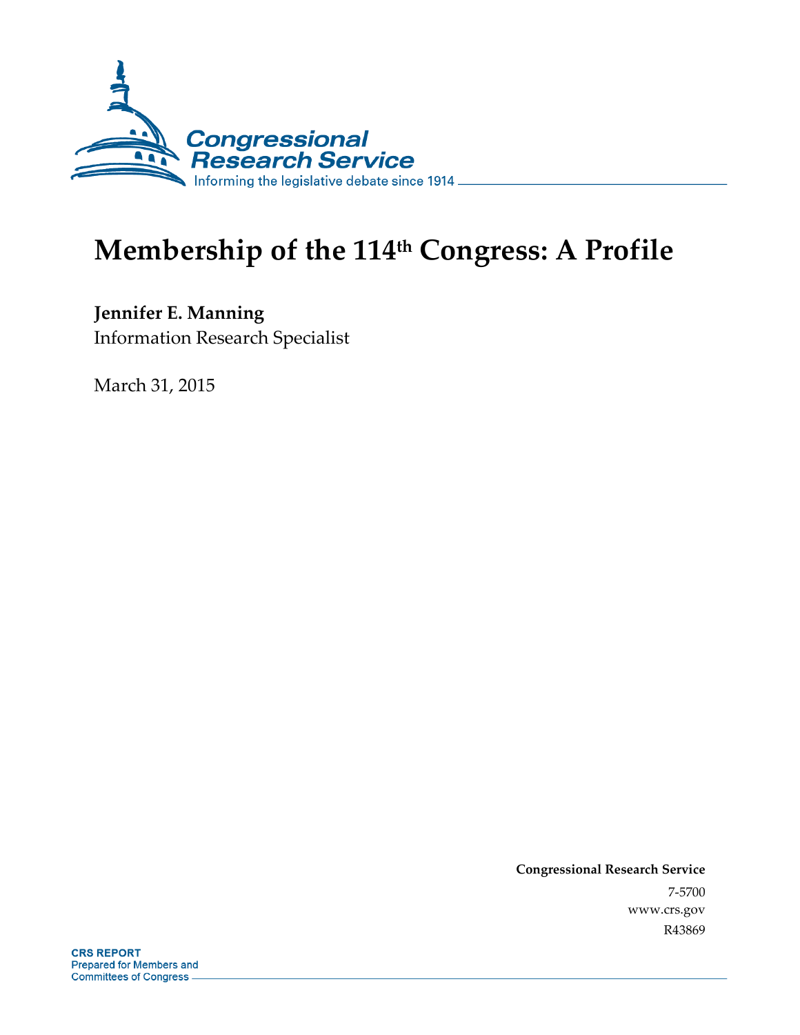Congressional Research Service

Informing the legislative debate since 1914

# Membership of the 114th Congress: A Profile

**Jennifer E. Manning**

Information Research Specialist

March 31, 2015

**Congressional Research Service**

7-5700

www.crs.gov

R43869

**CRS REPORT**

Prepared for Members and Committees of Congress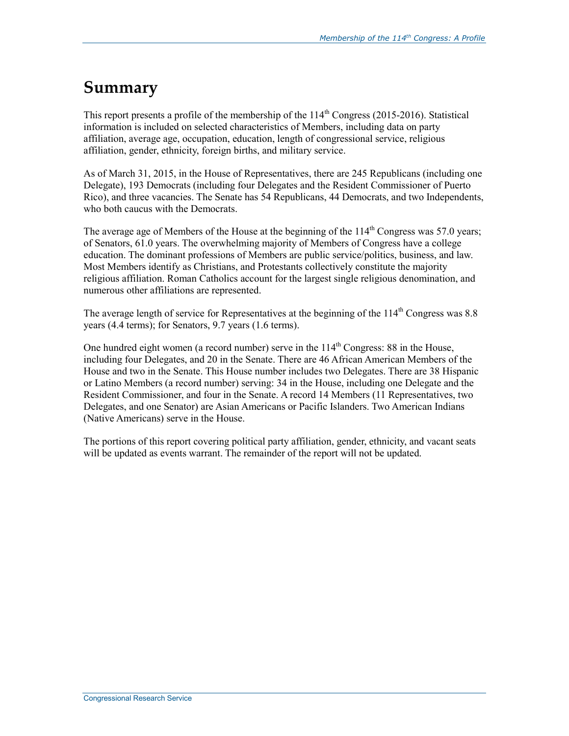# Summary

This report presents a profile of the membership of the 114th Congress (2015-2016). Statistical information is included on selected characteristics of Members, including data on party affiliation, average age, occupation, education, length of congressional service, religious affiliation, gender, ethnicity, foreign births, and military service.

As of March 31, 2015, in the House of Representatives, there are 245 Republicans (including one Delegate), 193 Democrats (including four Delegates and the Resident Commissioner of Puerto Rico), and three vacancies. The Senate has 54 Republicans, 44 Democrats, and two Independents, who both caucus with the Democrats.

The average age of Members of the House at the beginning of the 114th Congress was 57.0 years; of Senators, 61.0 years. The overwhelming majority of Members of Congress have a college education. The dominant professions of Members are public service/politics, business, and law. Most Members identify as Christians, and Protestants collectively constitute the majority religious affiliation. Roman Catholics account for the largest single religious denomination, and numerous other affiliations are represented.

The average length of service for Representatives at the beginning of the 114th Congress was 8.8 years (4.4 terms); for Senators, 9.7 years (1.6 terms).

One hundred eight women (a record number) serve in the 114th Congress: 88 in the House, including four Delegates, and 20 in the Senate. There are 46 African American Members of the House and two in the Senate. This House number includes two Delegates. There are 38 Hispanic or Latino Members (a record number) serving: 34 in the House, including one Delegate and the Resident Commissioner, and four in the Senate. A record 14 Members (11 Representatives, two Delegates, and one Senator) are Asian Americans or Pacific Islanders. Two American Indians (Native Americans) serve in the House.

The portions of this report covering political party affiliation, gender, ethnicity, and vacant seats will be updated as events warrant. The remainder of the report will not be updated.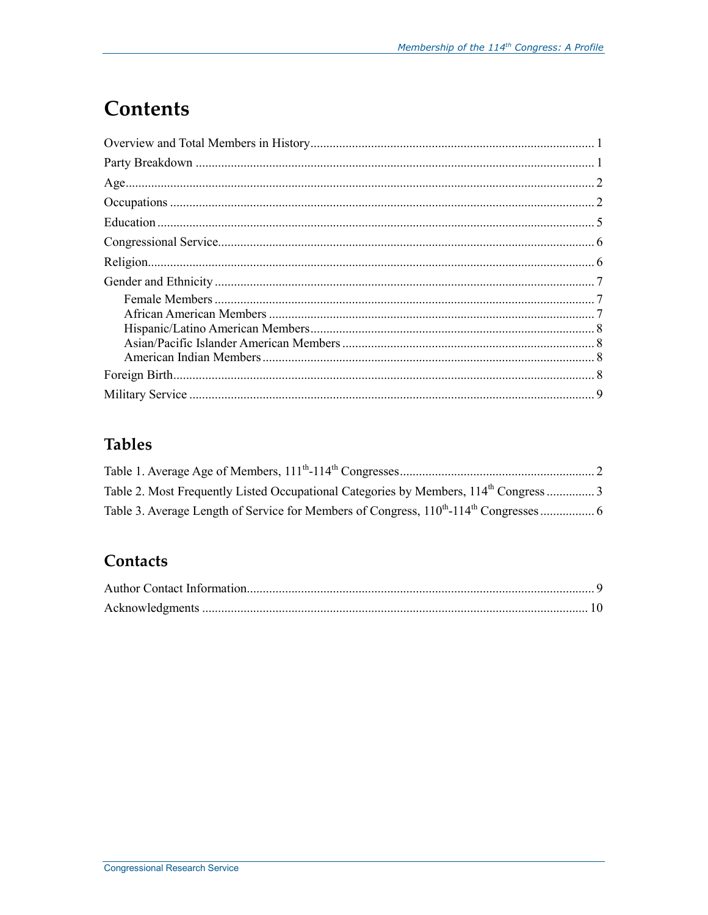# Contents

Overview and Total Members in History........................................................................................ 1
Party Breakdown ........................................................................................................................... 1
Age................................................................................................................................................ 2
Occupations ................................................................................................................................... 2
Education ....................................................................................................................................... 5
Congressional Service.................................................................................................................... 6
Religion.......................................................................................................................................... 6
Gender and Ethnicity ..................................................................................................................... 7
  Female Members ..................................................................................................................... 7
  African American Members .................................................................................................... 7
  Hispanic/Latino American Members........................................................................................ 8
  Asian/Pacific Islander American Members .............................................................................. 8
  American Indian Members ...................................................................................................... 8
Foreign Birth.................................................................................................................................. 8
Military Service ............................................................................................................................. 9

## Tables

Table 1. Average Age of Members, 111th-114th Congresses............................................................ 2
Table 2. Most Frequently Listed Occupational Categories by Members, 114th Congress ............... 3
Table 3. Average Length of Service for Members of Congress, 110th-114th Congresses ................ 6

## Contacts

Author Contact Information............................................................................................................ 9
Acknowledgments ........................................................................................................................ 10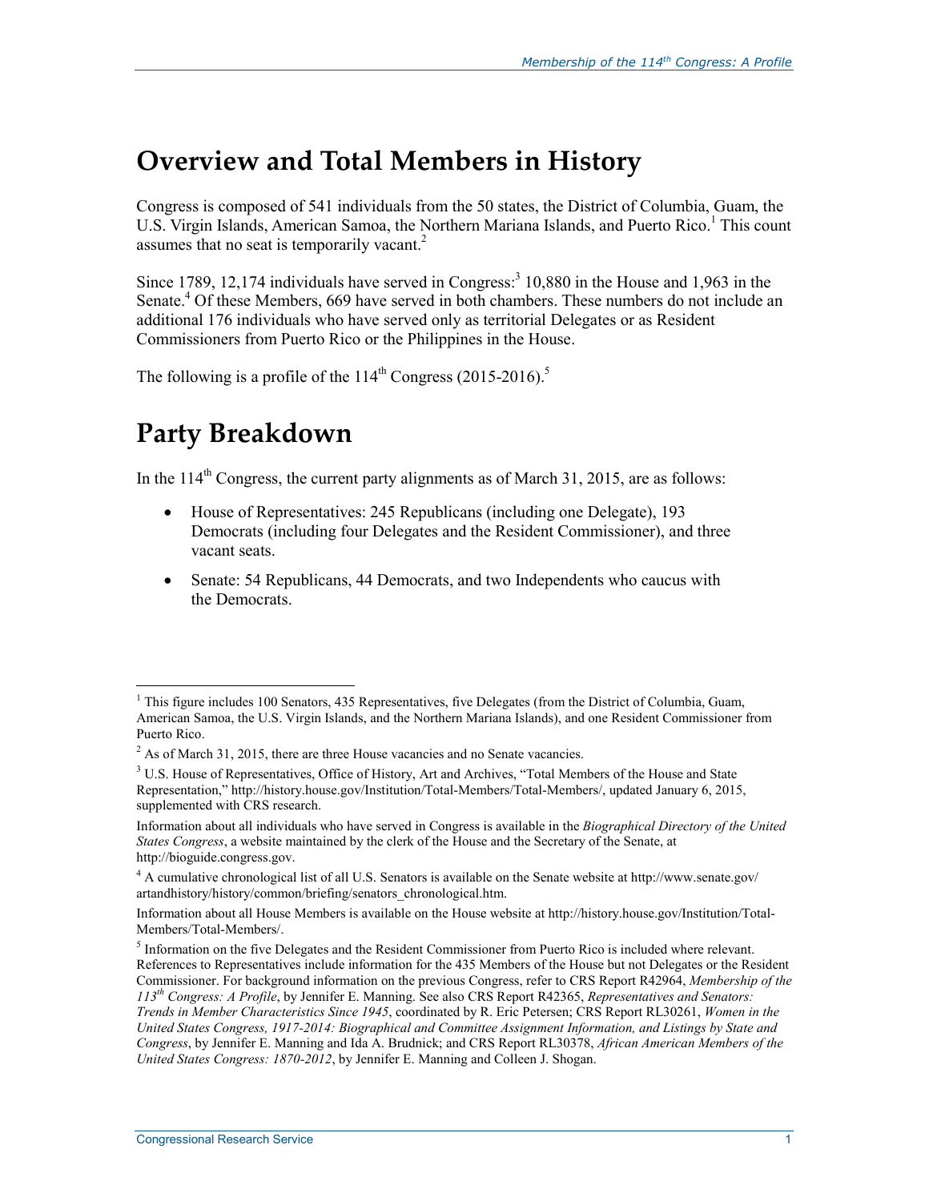# Overview and Total Members in History

Congress is composed of 541 individuals from the 50 states, the District of Columbia, Guam, the U.S. Virgin Islands, American Samoa, the Northern Mariana Islands, and Puerto Rico.[1] This count assumes that no seat is temporarily vacant.[2]

Since 1789, 12,174 individuals have served in Congress:[3] 10,880 in the House and 1,963 in the Senate.[4] Of these Members, 669 have served in both chambers. These numbers do not include an additional 176 individuals who have served only as territorial Delegates or as Resident Commissioners from Puerto Rico or the Philippines in the House.

The following is a profile of the 114th Congress (2015-2016).[5]

# Party Breakdown

In the 114th Congress, the current party alignments as of March 31, 2015, are as follows:

- House of Representatives: 245 Republicans (including one Delegate), 193 Democrats (including four Delegates and the Resident Commissioner), and three vacant seats.
- Senate: 54 Republicans, 44 Democrats, and two Independents who caucus with the Democrats.

---

[1] This figure includes 100 Senators, 435 Representatives, five Delegates (from the District of Columbia, Guam, American Samoa, the U.S. Virgin Islands, and the Northern Mariana Islands), and one Resident Commissioner from Puerto Rico.

[2] As of March 31, 2015, there are three House vacancies and no Senate vacancies.

[3] U.S. House of Representatives, Office of History, Art and Archives, "Total Members of the House and State Representation," http://history.house.gov/Institution/Total-Members/Total-Members/, updated January 6, 2015, supplemented with CRS research.

Information about all individuals who have served in Congress is available in the *Biographical Directory of the United States Congress*, a website maintained by the clerk of the House and the Secretary of the Senate, at http://bioguide.congress.gov.

[4] A cumulative chronological list of all U.S. Senators is available on the Senate website at http://www.senate.gov/artandhistory/history/common/briefing/senators_chronological.htm.

Information about all House Members is available on the House website at http://history.house.gov/Institution/Total-Members/Total-Members/.

[5] Information on the five Delegates and the Resident Commissioner from Puerto Rico is included where relevant. References to Representatives include information for the 435 Members of the House but not Delegates or the Resident Commissioner. For background information on the previous Congress, refer to CRS Report R42964, *Membership of the 113th Congress: A Profile*, by Jennifer E. Manning. See also CRS Report R42365, *Representatives and Senators: Trends in Member Characteristics Since 1945*, coordinated by R. Eric Petersen; CRS Report RL30261, *Women in the United States Congress, 1917-2014: Biographical and Committee Assignment Information, and Listings by State and Congress*, by Jennifer E. Manning and Ida A. Brudnick; and CRS Report RL30378, *African American Members of the United States Congress: 1870-2012*, by Jennifer E. Manning and Colleen J. Shogan.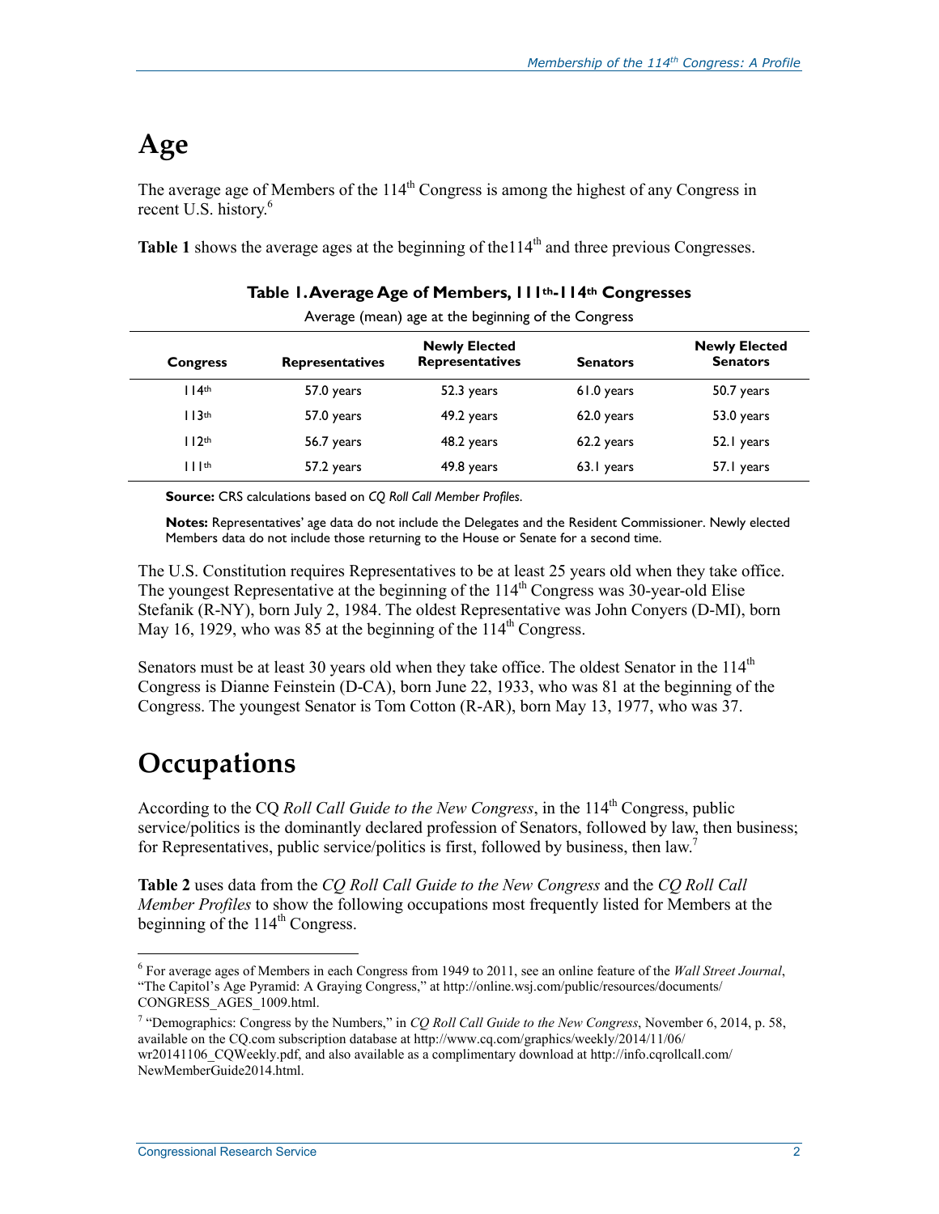# Age

The average age of Members of the 114th Congress is among the highest of any Congress in recent U.S. history.[6]

**Table 1** shows the average ages at the beginning of the114th and three previous Congresses.

**Table 1. Average Age of Members, 111th-114th Congresses**

Average (mean) age at the beginning of the Congress

| Congress | Representatives | Newly Elected Representatives | Senators | Newly Elected Senators |
|---|---|---|---|---|
| 114th | 57.0 years | 52.3 years | 61.0 years | 50.7 years |
| 113th | 57.0 years | 49.2 years | 62.0 years | 53.0 years |
| 112th | 56.7 years | 48.2 years | 62.2 years | 52.1 years |
| 111th | 57.2 years | 49.8 years | 63.1 years | 57.1 years |

**Source:** CRS calculations based on *CQ Roll Call Member Profiles*.

**Notes:** Representatives' age data do not include the Delegates and the Resident Commissioner. Newly elected Members data do not include those returning to the House or Senate for a second time.

The U.S. Constitution requires Representatives to be at least 25 years old when they take office. The youngest Representative at the beginning of the 114th Congress was 30-year-old Elise Stefanik (R-NY), born July 2, 1984. The oldest Representative was John Conyers (D-MI), born May 16, 1929, who was 85 at the beginning of the 114th Congress.

Senators must be at least 30 years old when they take office. The oldest Senator in the 114th Congress is Dianne Feinstein (D-CA), born June 22, 1933, who was 81 at the beginning of the Congress. The youngest Senator is Tom Cotton (R-AR), born May 13, 1977, who was 37.

# Occupations

According to the CQ *Roll Call Guide to the New Congress*, in the 114th Congress, public service/politics is the dominantly declared profession of Senators, followed by law, then business; for Representatives, public service/politics is first, followed by business, then law.[7]

**Table 2** uses data from the *CQ Roll Call Guide to the New Congress* and the *CQ Roll Call Member Profiles* to show the following occupations most frequently listed for Members at the beginning of the 114th Congress.

---

[6] For average ages of Members in each Congress from 1949 to 2011, see an online feature of the *Wall Street Journal*, "The Capitol's Age Pyramid: A Graying Congress," at http://online.wsj.com/public/resources/documents/CONGRESS_AGES_1009.html.

[7] "Demographics: Congress by the Numbers," in *CQ Roll Call Guide to the New Congress*, November 6, 2014, p. 58, available on the CQ.com subscription database at http://www.cq.com/graphics/weekly/2014/11/06/wr20141106_CQWeekly.pdf, and also available as a complimentary download at http://info.cqrollcall.com/NewMemberGuide2014.html.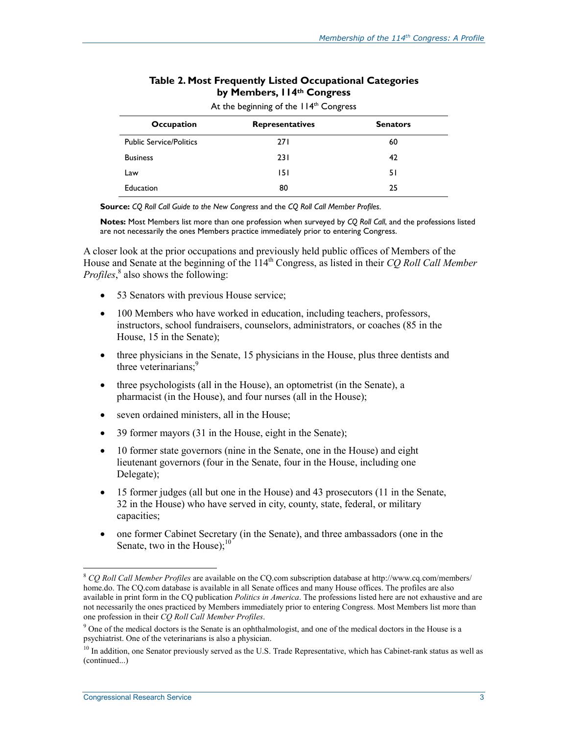**Table 2. Most Frequently Listed Occupational Categories by Members, 114th Congress**

At the beginning of the 114th Congress

| Occupation | Representatives | Senators |
|---|---|---|
| Public Service/Politics | 271 | 60 |
| Business | 231 | 42 |
| Law | 151 | 51 |
| Education | 80 | 25 |

**Source:** *CQ Roll Call Guide to the New Congress* and the *CQ Roll Call Member Profiles*.

**Notes:** Most Members list more than one profession when surveyed by *CQ Roll Call*, and the professions listed are not necessarily the ones Members practice immediately prior to entering Congress.

A closer look at the prior occupations and previously held public offices of Members of the House and Senate at the beginning of the 114th Congress, as listed in their *CQ Roll Call Member Profiles*,[8] also shows the following:

- 53 Senators with previous House service;
- 100 Members who have worked in education, including teachers, professors, instructors, school fundraisers, counselors, administrators, or coaches (85 in the House, 15 in the Senate);
- three physicians in the Senate, 15 physicians in the House, plus three dentists and three veterinarians;[9]
- three psychologists (all in the House), an optometrist (in the Senate), a pharmacist (in the House), and four nurses (all in the House);
- seven ordained ministers, all in the House;
- 39 former mayors (31 in the House, eight in the Senate);
- 10 former state governors (nine in the Senate, one in the House) and eight lieutenant governors (four in the Senate, four in the House, including one Delegate);
- 15 former judges (all but one in the House) and 43 prosecutors (11 in the Senate, 32 in the House) who have served in city, county, state, federal, or military capacities;
- one former Cabinet Secretary (in the Senate), and three ambassadors (one in the Senate, two in the House);[10]

---

[8] *CQ Roll Call Member Profiles* are available on the CQ.com subscription database at http://www.cq.com/members/home.do. The CQ.com database is available in all Senate offices and many House offices. The profiles are also available in print form in the CQ publication *Politics in America*. The professions listed here are not exhaustive and are not necessarily the ones practiced by Members immediately prior to entering Congress. Most Members list more than one profession in their *CQ Roll Call Member Profiles*.

[9] One of the medical doctors is the Senate is an ophthalmologist, and one of the medical doctors in the House is a psychiatrist. One of the veterinarians is also a physician.

[10] In addition, one Senator previously served as the U.S. Trade Representative, which has Cabinet-rank status as well as (continued...)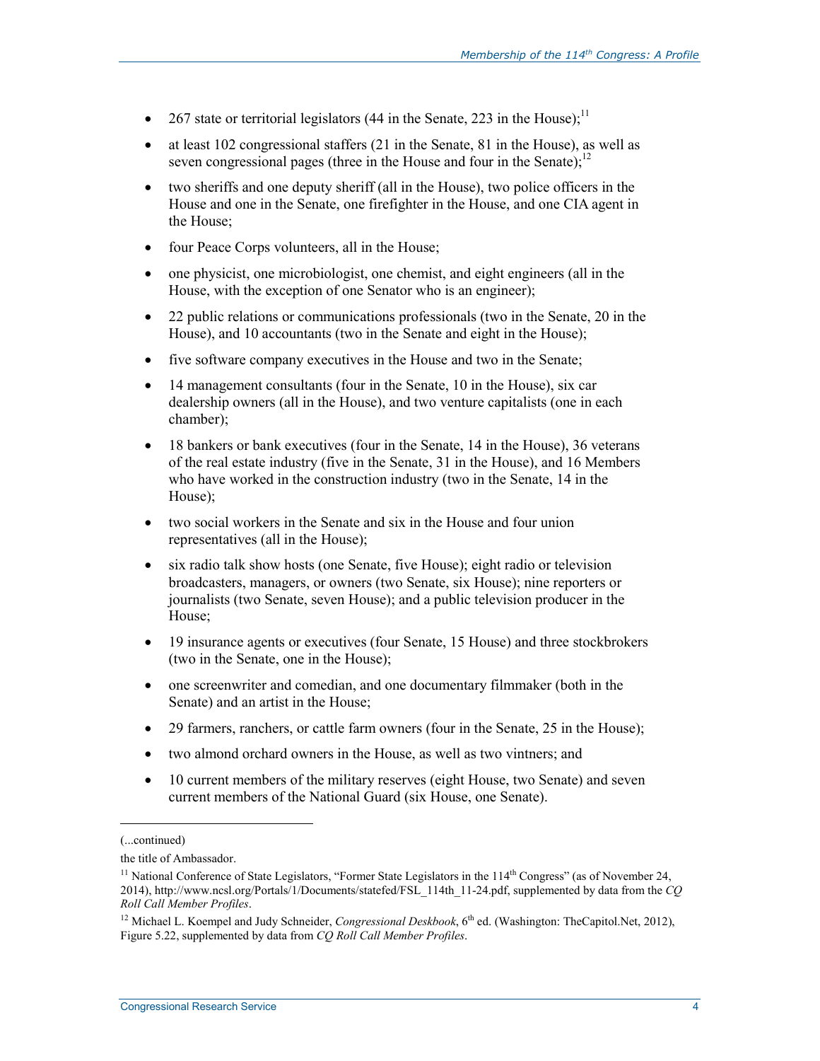- 267 state or territorial legislators (44 in the Senate, 223 in the House);[11]
- at least 102 congressional staffers (21 in the Senate, 81 in the House), as well as seven congressional pages (three in the House and four in the Senate);[12]
- two sheriffs and one deputy sheriff (all in the House), two police officers in the House and one in the Senate, one firefighter in the House, and one CIA agent in the House;
- four Peace Corps volunteers, all in the House;
- one physicist, one microbiologist, one chemist, and eight engineers (all in the House, with the exception of one Senator who is an engineer);
- 22 public relations or communications professionals (two in the Senate, 20 in the House), and 10 accountants (two in the Senate and eight in the House);
- five software company executives in the House and two in the Senate;
- 14 management consultants (four in the Senate, 10 in the House), six car dealership owners (all in the House), and two venture capitalists (one in each chamber);
- 18 bankers or bank executives (four in the Senate, 14 in the House), 36 veterans of the real estate industry (five in the Senate, 31 in the House), and 16 Members who have worked in the construction industry (two in the Senate, 14 in the House);
- two social workers in the Senate and six in the House and four union representatives (all in the House);
- six radio talk show hosts (one Senate, five House); eight radio or television broadcasters, managers, or owners (two Senate, six House); nine reporters or journalists (two Senate, seven House); and a public television producer in the House;
- 19 insurance agents or executives (four Senate, 15 House) and three stockbrokers (two in the Senate, one in the House);
- one screenwriter and comedian, and one documentary filmmaker (both in the Senate) and an artist in the House;
- 29 farmers, ranchers, or cattle farm owners (four in the Senate, 25 in the House);
- two almond orchard owners in the House, as well as two vintners; and
- 10 current members of the military reserves (eight House, two Senate) and seven current members of the National Guard (six House, one Senate).

---

(...continued)

the title of Ambassador.

[11] National Conference of State Legislators, "Former State Legislators in the 114th Congress" (as of November 24, 2014), http://www.ncsl.org/Portals/1/Documents/statefed/FSL_114th_11-24.pdf, supplemented by data from the *CQ Roll Call Member Profiles*.

[12] Michael L. Koempel and Judy Schneider, *Congressional Deskbook*, 6th ed. (Washington: TheCapitol.Net, 2012), Figure 5.22, supplemented by data from *CQ Roll Call Member Profiles*.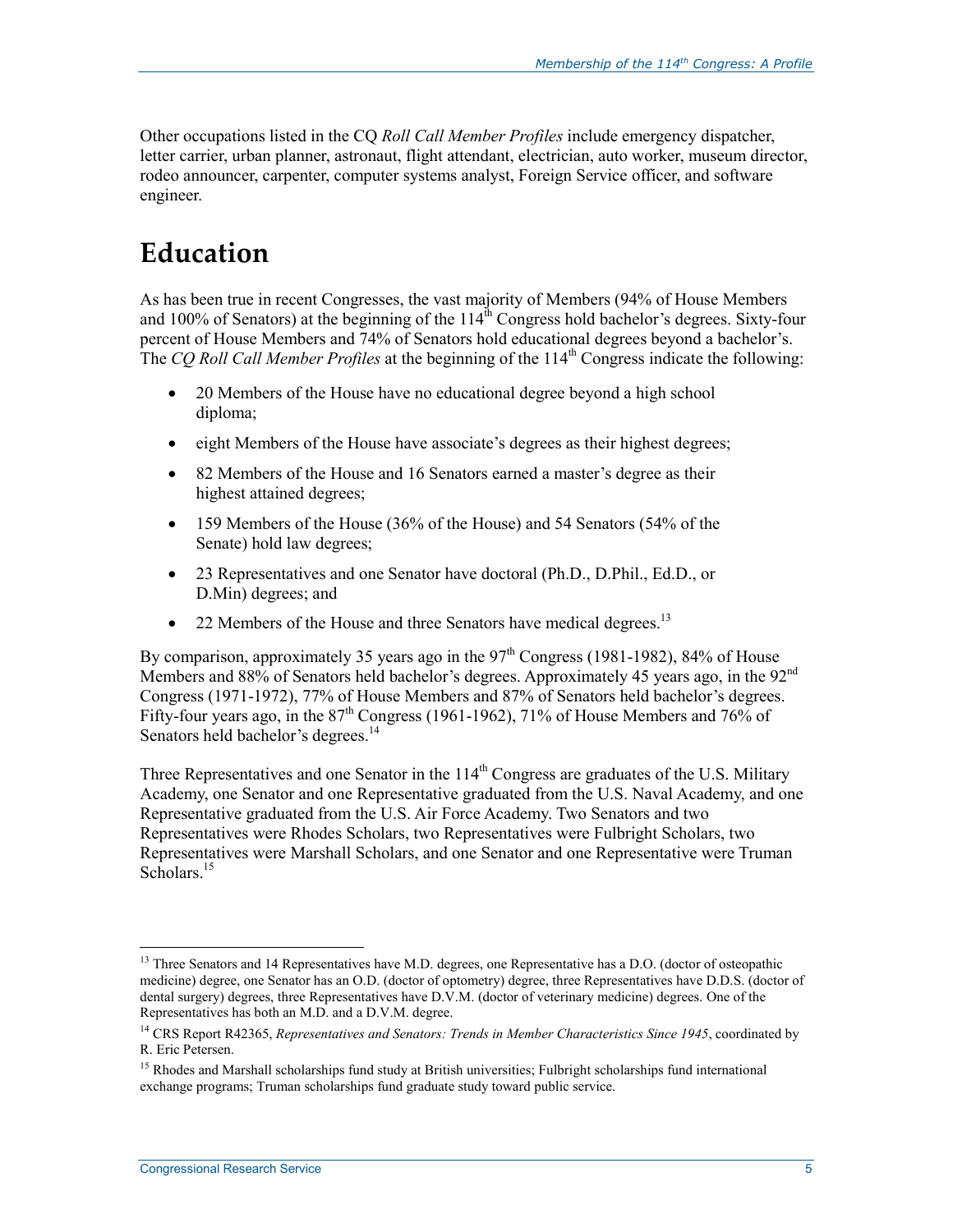Other occupations listed in the CQ *Roll Call Member Profiles* include emergency dispatcher, letter carrier, urban planner, astronaut, flight attendant, electrician, auto worker, museum director, rodeo announcer, carpenter, computer systems analyst, Foreign Service officer, and software engineer.

# Education

As has been true in recent Congresses, the vast majority of Members (94% of House Members and 100% of Senators) at the beginning of the 114th Congress hold bachelor's degrees. Sixty-four percent of House Members and 74% of Senators hold educational degrees beyond a bachelor's. The *CQ Roll Call Member Profiles* at the beginning of the 114th Congress indicate the following:

- 20 Members of the House have no educational degree beyond a high school diploma;
- eight Members of the House have associate's degrees as their highest degrees;
- 82 Members of the House and 16 Senators earned a master's degree as their highest attained degrees;
- 159 Members of the House (36% of the House) and 54 Senators (54% of the Senate) hold law degrees;
- 23 Representatives and one Senator have doctoral (Ph.D., D.Phil., Ed.D., or D.Min) degrees; and
- 22 Members of the House and three Senators have medical degrees.[13]

By comparison, approximately 35 years ago in the 97th Congress (1981-1982), 84% of House Members and 88% of Senators held bachelor's degrees. Approximately 45 years ago, in the 92nd Congress (1971-1972), 77% of House Members and 87% of Senators held bachelor's degrees. Fifty-four years ago, in the 87th Congress (1961-1962), 71% of House Members and 76% of Senators held bachelor's degrees.[14]

Three Representatives and one Senator in the 114th Congress are graduates of the U.S. Military Academy, one Senator and one Representative graduated from the U.S. Naval Academy, and one Representative graduated from the U.S. Air Force Academy. Two Senators and two Representatives were Rhodes Scholars, two Representatives were Fulbright Scholars, two Representatives were Marshall Scholars, and one Senator and one Representative were Truman Scholars.[15]

---

[13] Three Senators and 14 Representatives have M.D. degrees, one Representative has a D.O. (doctor of osteopathic medicine) degree, one Senator has an O.D. (doctor of optometry) degree, three Representatives have D.D.S. (doctor of dental surgery) degrees, three Representatives have D.V.M. (doctor of veterinary medicine) degrees. One of the Representatives has both an M.D. and a D.V.M. degree.

[14] CRS Report R42365, *Representatives and Senators: Trends in Member Characteristics Since 1945*, coordinated by R. Eric Petersen.

[15] Rhodes and Marshall scholarships fund study at British universities; Fulbright scholarships fund international exchange programs; Truman scholarships fund graduate study toward public service.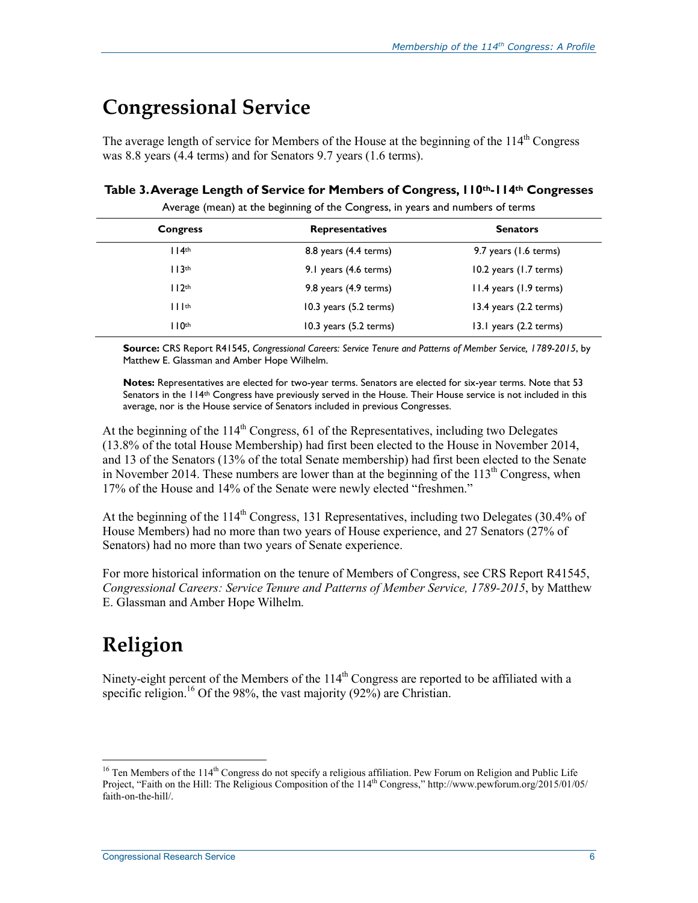## Congressional Service

The average length of service for Members of the House at the beginning of the 114th Congress was 8.8 years (4.4 terms) and for Senators 9.7 years (1.6 terms).

**Table 3. Average Length of Service for Members of Congress, 110th-114th Congresses**

Average (mean) at the beginning of the Congress, in years and numbers of terms

| Congress | Representatives | Senators |
|---|---|---|
| 114th | 8.8 years (4.4 terms) | 9.7 years (1.6 terms) |
| 113th | 9.1 years (4.6 terms) | 10.2 years (1.7 terms) |
| 112th | 9.8 years (4.9 terms) | 11.4 years (1.9 terms) |
| 111th | 10.3 years (5.2 terms) | 13.4 years (2.2 terms) |
| 110th | 10.3 years (5.2 terms) | 13.1 years (2.2 terms) |

**Source:** CRS Report R41545, *Congressional Careers: Service Tenure and Patterns of Member Service, 1789-2015*, by Matthew E. Glassman and Amber Hope Wilhelm.

**Notes:** Representatives are elected for two-year terms. Senators are elected for six-year terms. Note that 53 Senators in the 114th Congress have previously served in the House. Their House service is not included in this average, nor is the House service of Senators included in previous Congresses.

At the beginning of the 114th Congress, 61 of the Representatives, including two Delegates (13.8% of the total House Membership) had first been elected to the House in November 2014, and 13 of the Senators (13% of the total Senate membership) had first been elected to the Senate in November 2014. These numbers are lower than at the beginning of the 113th Congress, when 17% of the House and 14% of the Senate were newly elected "freshmen."

At the beginning of the 114th Congress, 131 Representatives, including two Delegates (30.4% of House Members) had no more than two years of House experience, and 27 Senators (27% of Senators) had no more than two years of Senate experience.

For more historical information on the tenure of Members of Congress, see CRS Report R41545, *Congressional Careers: Service Tenure and Patterns of Member Service, 1789-2015*, by Matthew E. Glassman and Amber Hope Wilhelm.

## Religion

Ninety-eight percent of the Members of the 114th Congress are reported to be affiliated with a specific religion.[16] Of the 98%, the vast majority (92%) are Christian.

[16] Ten Members of the 114th Congress do not specify a religious affiliation. Pew Forum on Religion and Public Life Project, "Faith on the Hill: The Religious Composition of the 114th Congress," http://www.pewforum.org/2015/01/05/faith-on-the-hill/.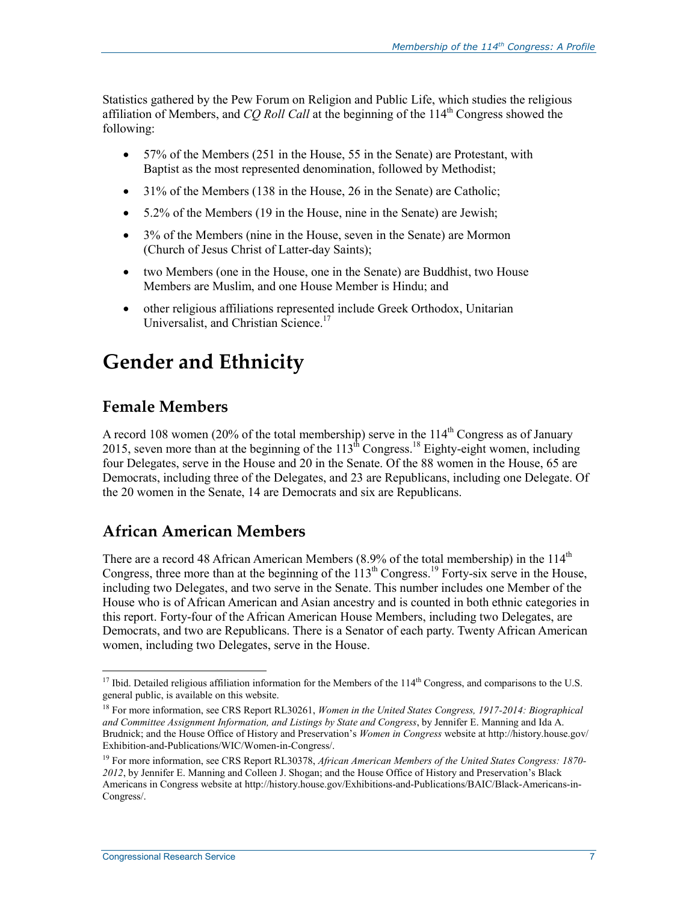Statistics gathered by the Pew Forum on Religion and Public Life, which studies the religious affiliation of Members, and *CQ Roll Call* at the beginning of the 114th Congress showed the following:

- 57% of the Members (251 in the House, 55 in the Senate) are Protestant, with Baptist as the most represented denomination, followed by Methodist;
- 31% of the Members (138 in the House, 26 in the Senate) are Catholic;
- 5.2% of the Members (19 in the House, nine in the Senate) are Jewish;
- 3% of the Members (nine in the House, seven in the Senate) are Mormon (Church of Jesus Christ of Latter-day Saints);
- two Members (one in the House, one in the Senate) are Buddhist, two House Members are Muslim, and one House Member is Hindu; and
- other religious affiliations represented include Greek Orthodox, Unitarian Universalist, and Christian Science.[17]

# Gender and Ethnicity

## Female Members

A record 108 women (20% of the total membership) serve in the 114th Congress as of January 2015, seven more than at the beginning of the 113th Congress.[18] Eighty-eight women, including four Delegates, serve in the House and 20 in the Senate. Of the 88 women in the House, 65 are Democrats, including three of the Delegates, and 23 are Republicans, including one Delegate. Of the 20 women in the Senate, 14 are Democrats and six are Republicans.

## African American Members

There are a record 48 African American Members (8.9% of the total membership) in the 114th Congress, three more than at the beginning of the 113th Congress.[19] Forty-six serve in the House, including two Delegates, and two serve in the Senate. This number includes one Member of the House who is of African American and Asian ancestry and is counted in both ethnic categories in this report. Forty-four of the African American House Members, including two Delegates, are Democrats, and two are Republicans. There is a Senator of each party. Twenty African American women, including two Delegates, serve in the House.

---

[17] Ibid. Detailed religious affiliation information for the Members of the 114th Congress, and comparisons to the U.S. general public, is available on this website.

[18] For more information, see CRS Report RL30261, *Women in the United States Congress, 1917-2014: Biographical and Committee Assignment Information, and Listings by State and Congress*, by Jennifer E. Manning and Ida A. Brudnick; and the House Office of History and Preservation's *Women in Congress* website at http://history.house.gov/Exhibition-and-Publications/WIC/Women-in-Congress/.

[19] For more information, see CRS Report RL30378, *African American Members of the United States Congress: 1870-2012*, by Jennifer E. Manning and Colleen J. Shogan; and the House Office of History and Preservation's Black Americans in Congress website at http://history.house.gov/Exhibitions-and-Publications/BAIC/Black-Americans-in-Congress/.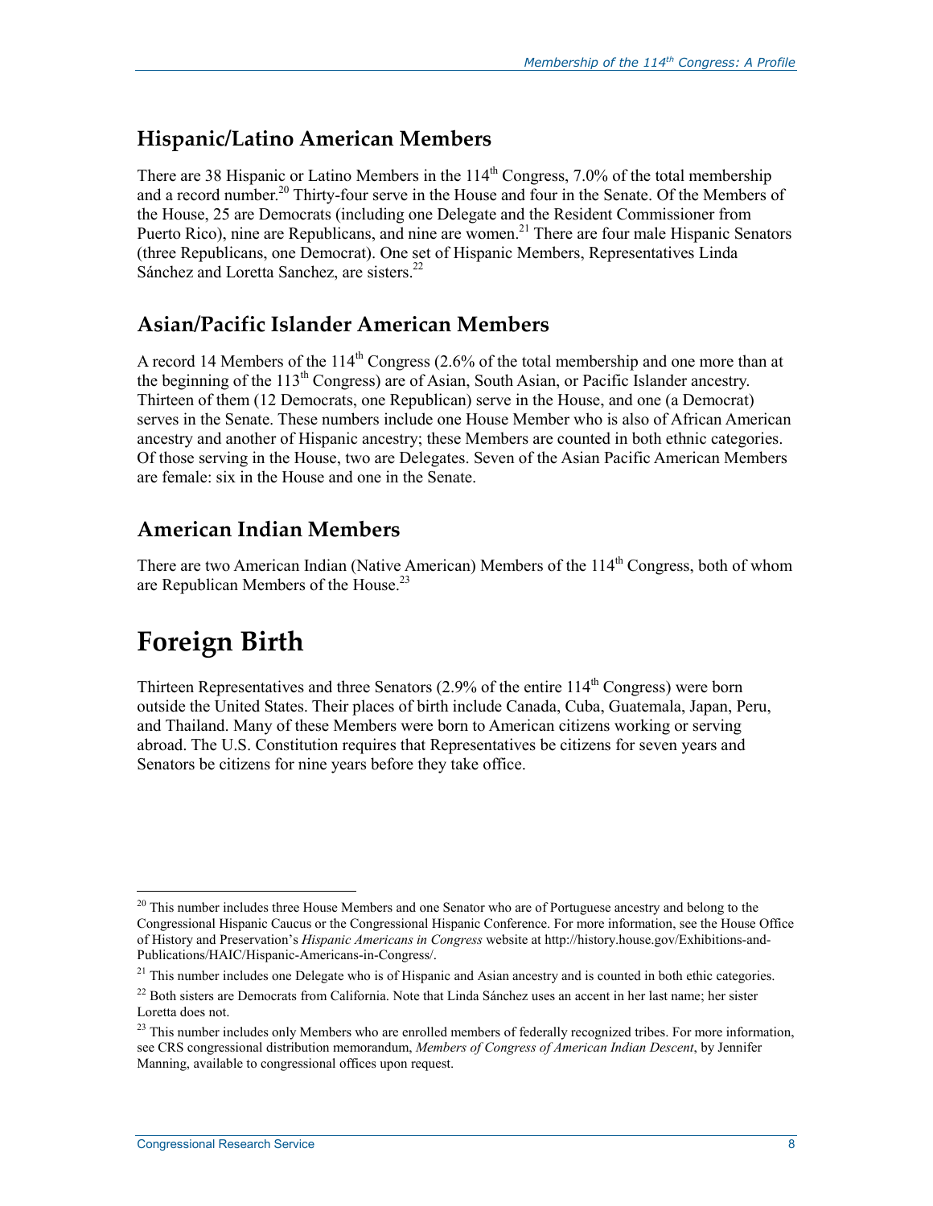## Hispanic/Latino American Members

There are 38 Hispanic or Latino Members in the 114th Congress, 7.0% of the total membership and a record number.[20] Thirty-four serve in the House and four in the Senate. Of the Members of the House, 25 are Democrats (including one Delegate and the Resident Commissioner from Puerto Rico), nine are Republicans, and nine are women.[21] There are four male Hispanic Senators (three Republicans, one Democrat). One set of Hispanic Members, Representatives Linda Sánchez and Loretta Sanchez, are sisters.[22]

## Asian/Pacific Islander American Members

A record 14 Members of the 114th Congress (2.6% of the total membership and one more than at the beginning of the 113th Congress) are of Asian, South Asian, or Pacific Islander ancestry. Thirteen of them (12 Democrats, one Republican) serve in the House, and one (a Democrat) serves in the Senate. These numbers include one House Member who is also of African American ancestry and another of Hispanic ancestry; these Members are counted in both ethnic categories. Of those serving in the House, two are Delegates. Seven of the Asian Pacific American Members are female: six in the House and one in the Senate.

## American Indian Members

There are two American Indian (Native American) Members of the 114th Congress, both of whom are Republican Members of the House.[23]

# Foreign Birth

Thirteen Representatives and three Senators (2.9% of the entire 114th Congress) were born outside the United States. Their places of birth include Canada, Cuba, Guatemala, Japan, Peru, and Thailand. Many of these Members were born to American citizens working or serving abroad. The U.S. Constitution requires that Representatives be citizens for seven years and Senators be citizens for nine years before they take office.

---

[20] This number includes three House Members and one Senator who are of Portuguese ancestry and belong to the Congressional Hispanic Caucus or the Congressional Hispanic Conference. For more information, see the House Office of History and Preservation's *Hispanic Americans in Congress* website at http://history.house.gov/Exhibitions-and-Publications/HAIC/Hispanic-Americans-in-Congress/.

[21] This number includes one Delegate who is of Hispanic and Asian ancestry and is counted in both ethic categories.

[22] Both sisters are Democrats from California. Note that Linda Sánchez uses an accent in her last name; her sister Loretta does not.

[23] This number includes only Members who are enrolled members of federally recognized tribes. For more information, see CRS congressional distribution memorandum, *Members of Congress of American Indian Descent*, by Jennifer Manning, available to congressional offices upon request.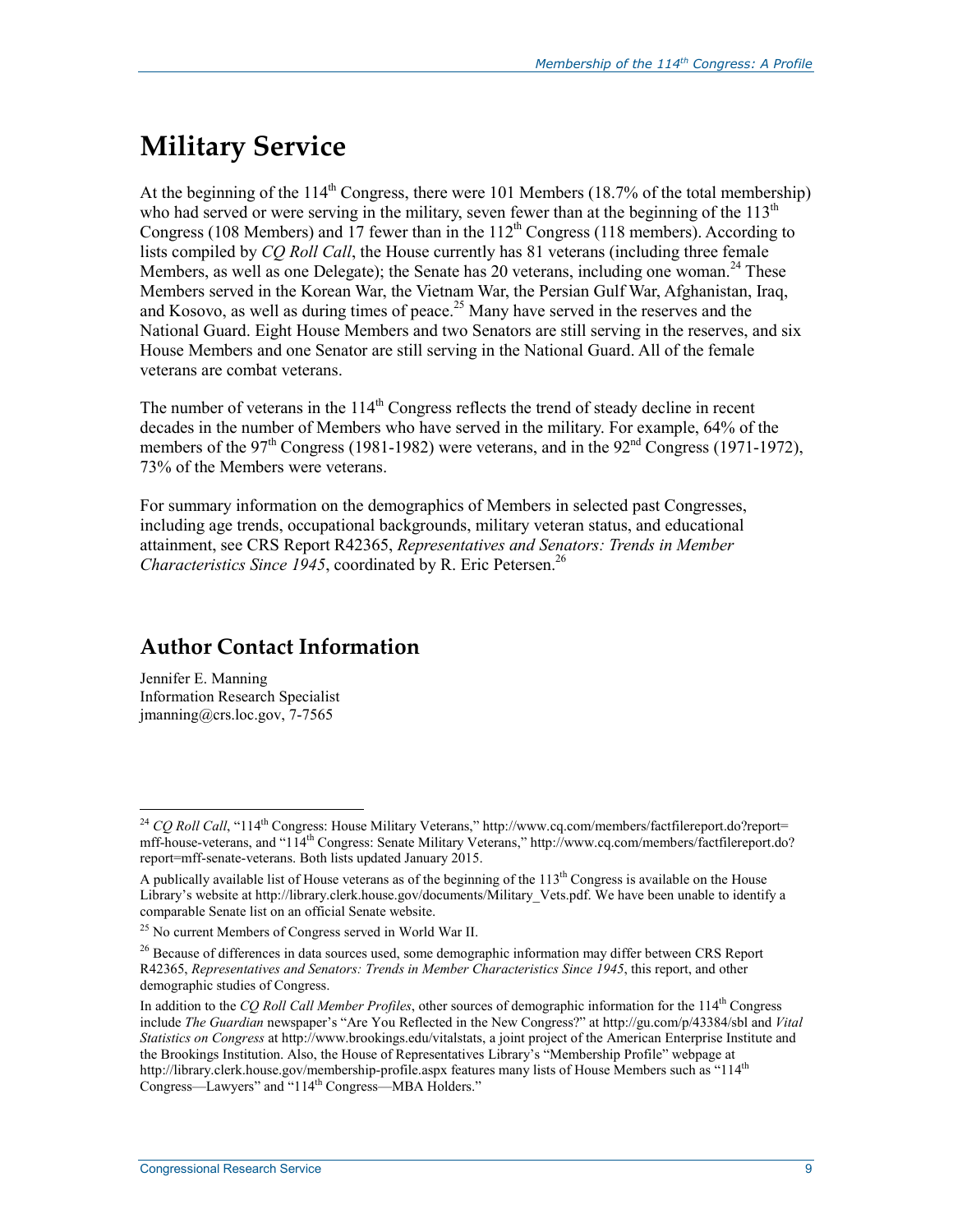# Military Service

At the beginning of the 114th Congress, there were 101 Members (18.7% of the total membership) who had served or were serving in the military, seven fewer than at the beginning of the 113th Congress (108 Members) and 17 fewer than in the 112th Congress (118 members). According to lists compiled by *CQ Roll Call*, the House currently has 81 veterans (including three female Members, as well as one Delegate); the Senate has 20 veterans, including one woman.[24] These Members served in the Korean War, the Vietnam War, the Persian Gulf War, Afghanistan, Iraq, and Kosovo, as well as during times of peace.[25] Many have served in the reserves and the National Guard. Eight House Members and two Senators are still serving in the reserves, and six House Members and one Senator are still serving in the National Guard. All of the female veterans are combat veterans.

The number of veterans in the 114th Congress reflects the trend of steady decline in recent decades in the number of Members who have served in the military. For example, 64% of the members of the 97th Congress (1981-1982) were veterans, and in the 92nd Congress (1971-1972), 73% of the Members were veterans.

For summary information on the demographics of Members in selected past Congresses, including age trends, occupational backgrounds, military veteran status, and educational attainment, see CRS Report R42365, *Representatives and Senators: Trends in Member Characteristics Since 1945*, coordinated by R. Eric Petersen.[26]

## Author Contact Information

Jennifer E. Manning
Information Research Specialist
jmanning@crs.loc.gov, 7-7565

---

[24] *CQ Roll Call*, "114th Congress: House Military Veterans," http://www.cq.com/members/factfilereport.do?report=mff-house-veterans, and "114th Congress: Senate Military Veterans," http://www.cq.com/members/factfilereport.do?report=mff-senate-veterans. Both lists updated January 2015.

A publically available list of House veterans as of the beginning of the 113th Congress is available on the House Library's website at http://library.clerk.house.gov/documents/Military_Vets.pdf. We have been unable to identify a comparable Senate list on an official Senate website.

[25] No current Members of Congress served in World War II.

[26] Because of differences in data sources used, some demographic information may differ between CRS Report R42365, *Representatives and Senators: Trends in Member Characteristics Since 1945*, this report, and other demographic studies of Congress.

In addition to the *CQ Roll Call Member Profiles*, other sources of demographic information for the 114th Congress include *The Guardian* newspaper's "Are You Reflected in the New Congress?" at http://gu.com/p/43384/sbl and *Vital Statistics on Congress* at http://www.brookings.edu/vitalstats, a joint project of the American Enterprise Institute and the Brookings Institution. Also, the House of Representatives Library's "Membership Profile" webpage at http://library.clerk.house.gov/membership-profile.aspx features many lists of House Members such as "114th Congress—Lawyers" and "114th Congress—MBA Holders."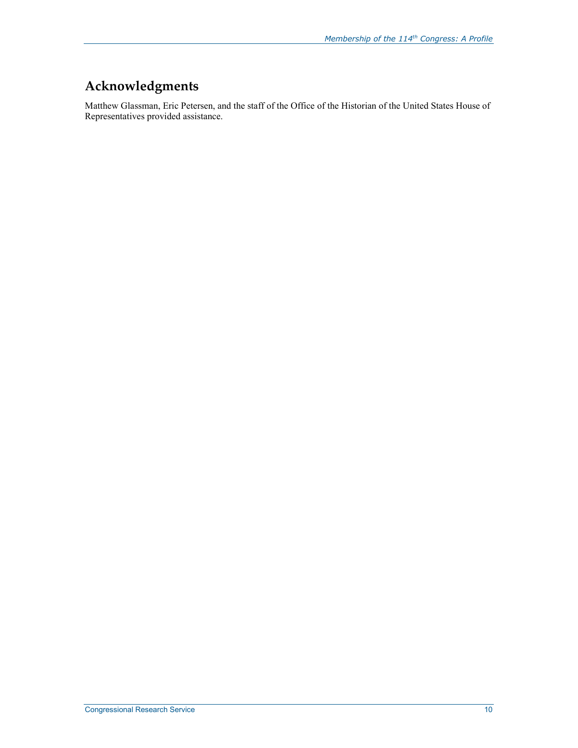## Acknowledgments

Matthew Glassman, Eric Petersen, and the staff of the Office of the Historian of the United States House of Representatives provided assistance.